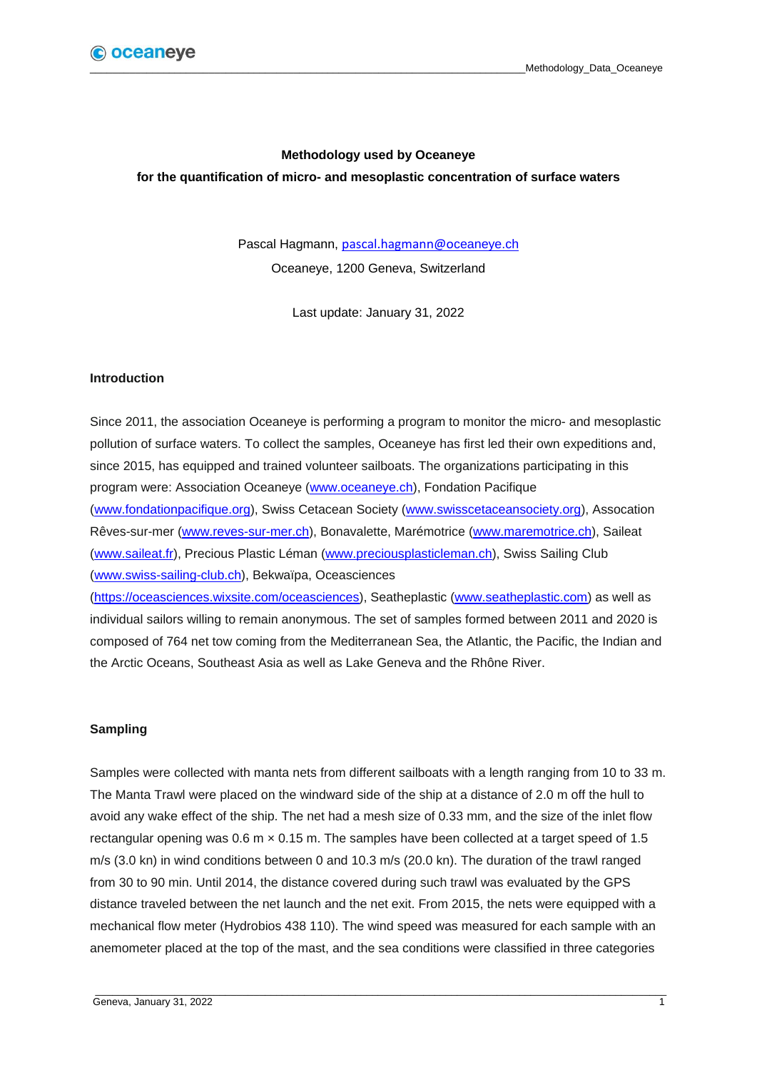**Methodology used by Oceaneye**

**for the quantification of micro- and mesoplastic concentration of surface waters**

Pascal Hagmann, pascal.hagmann@oceaneye.ch

Oceaneye, 1200 Geneva, Switzerland

Last update: January 31, 2022

## Introduction

Since 2011, the association Oceaneye is performing a program to monitor the micro- and mesoplastic pollution of surface waters. To collect the samples, Oceaneye has first led their own expeditions and, since 2015, has equipped and trained volunteer sailboats. The organizations participating in this program were: Association Oceaneye (www.oceaneye.ch), Fondation Pacifique (www.fondationpacifique.org), Swiss Cetacean Society (www.swisscetaceansociety.org), Assocation Rêves-sur-mer (www.reves-sur-mer.ch), Bonavalette, Marémotrice (www.maremotrice.ch), Saileat (www.saileat.fr), Precious Plastic Léman (www.preciousplasticleman.ch), Swiss Sailing Club (www.swiss-sailing-club.ch), Bekwaïpa, Oceasciences (https://oceasciences.wixsite.com/oceasciences), Seatheplastic (www.seatheplastic.com) as well as individual sailors willing to remain anonymous. The set of samples formed between 2011 and 2020 is composed of 764 net tow coming from the Mediterranean Sea, the Atlantic, the Pacific, the Indian and the Arctic Oceans, Southeast Asia as well as Lake Geneva and the Rhône River.

## Sampling

Samples were collected with manta nets from different sailboats with a length ranging from 10 to 33 m. The Manta Trawl were placed on the windward side of the ship at a distance of 2.0 m off the hull to avoid any wake effect of the ship. The net had a mesh size of 0.33 mm, and the size of the inlet flow rectangular opening was 0.6 m × 0.15 m. The samples have been collected at a target speed of 1.5 m/s (3.0 kn) in wind conditions between 0 and 10.3 m/s (20.0 kn). The duration of the trawl ranged from 30 to 90 min. Until 2014, the distance covered during such trawl was evaluated by the GPS distance traveled between the net launch and the net exit. From 2015, the nets were equipped with a mechanical flow meter (Hydrobios 438 110). The wind speed was measured for each sample with an anemometer placed at the top of the mast, and the sea conditions were classified in three categories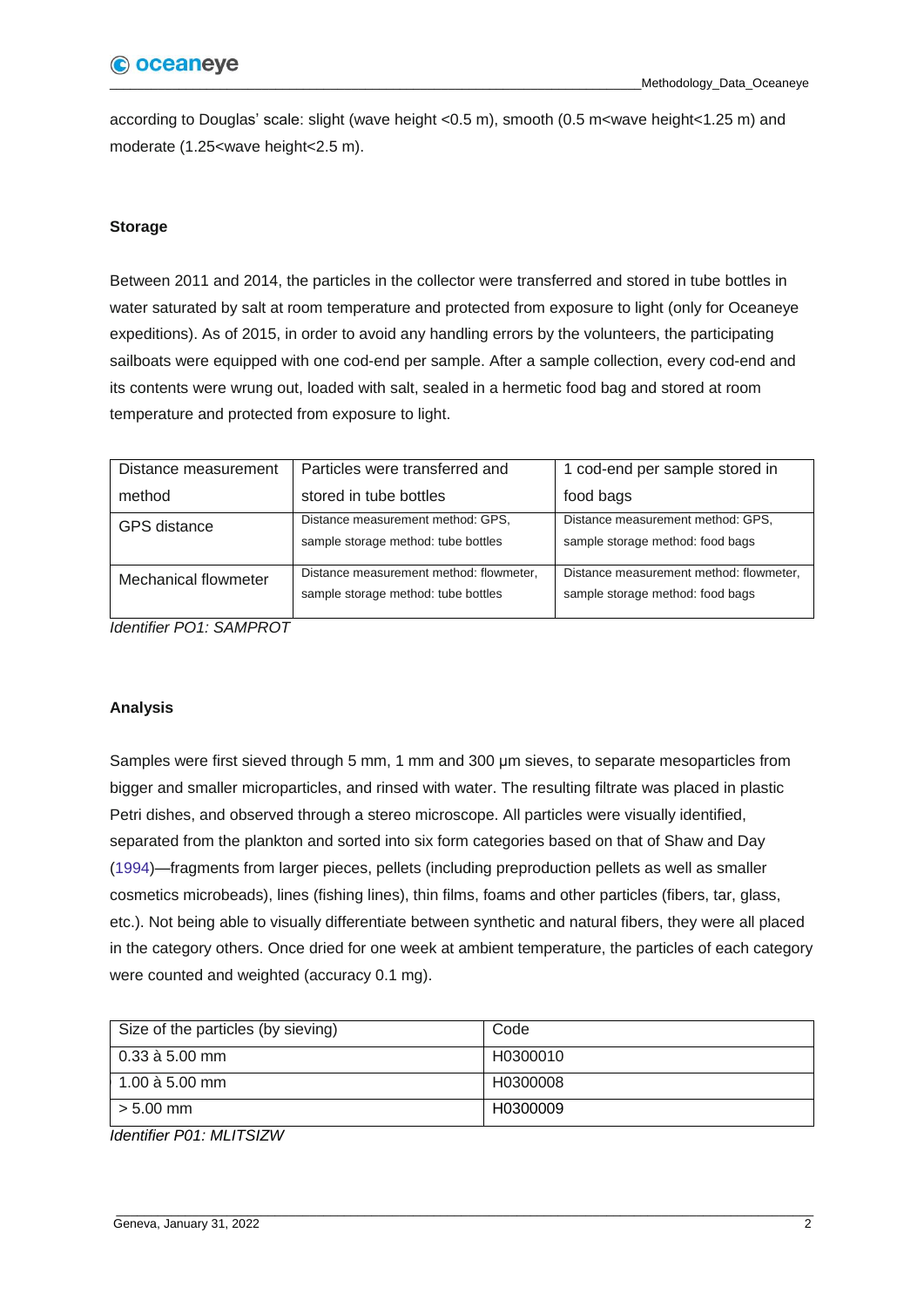according to Douglas' scale: slight (wave height <0.5 m), smooth (0.5 m<wave height<1.25 m) and moderate (1.25<wave height<2.5 m).

**Storage**

Between 2011 and 2014, the particles in the collector were transferred and stored in tube bottles in water saturated by salt at room temperature and protected from exposure to light (only for Oceaneye expeditions). As of 2015, in order to avoid any handling errors by the volunteers, the participating sailboats were equipped with one cod-end per sample. After a sample collection, every cod-end and its contents were wrung out, loaded with salt, sealed in a hermetic food bag and stored at room temperature and protected from exposure to light.

| Distance measurement method | Particles were transferred and stored in tube bottles | 1 cod-end per sample stored in food bags |
|---|---|---|
| GPS distance | Distance measurement method: GPS, sample storage method: tube bottles | Distance measurement method: GPS, sample storage method: food bags |
| Mechanical flowmeter | Distance measurement method: flowmeter, sample storage method: tube bottles | Distance measurement method: flowmeter, sample storage method: food bags |

*Identifier PO1: SAMPROT*

**Analysis**

Samples were first sieved through 5 mm, 1 mm and 300 µm sieves, to separate mesoparticles from bigger and smaller microparticles, and rinsed with water. The resulting filtrate was placed in plastic Petri dishes, and observed through a stereo microscope. All particles were visually identified, separated from the plankton and sorted into six form categories based on that of Shaw and Day (1994)—fragments from larger pieces, pellets (including preproduction pellets as well as smaller cosmetics microbeads), lines (fishing lines), thin films, foams and other particles (fibers, tar, glass, etc.). Not being able to visually differentiate between synthetic and natural fibers, they were all placed in the category others. Once dried for one week at ambient temperature, the particles of each category were counted and weighted (accuracy 0.1 mg).

| Size of the particles (by sieving) | Code |
|---|---|
| 0.33 à 5.00 mm | H0300010 |
| 1.00 à 5.00 mm | H0300008 |
| > 5.00 mm | H0300009 |

*Identifier P01: MLITSIZW*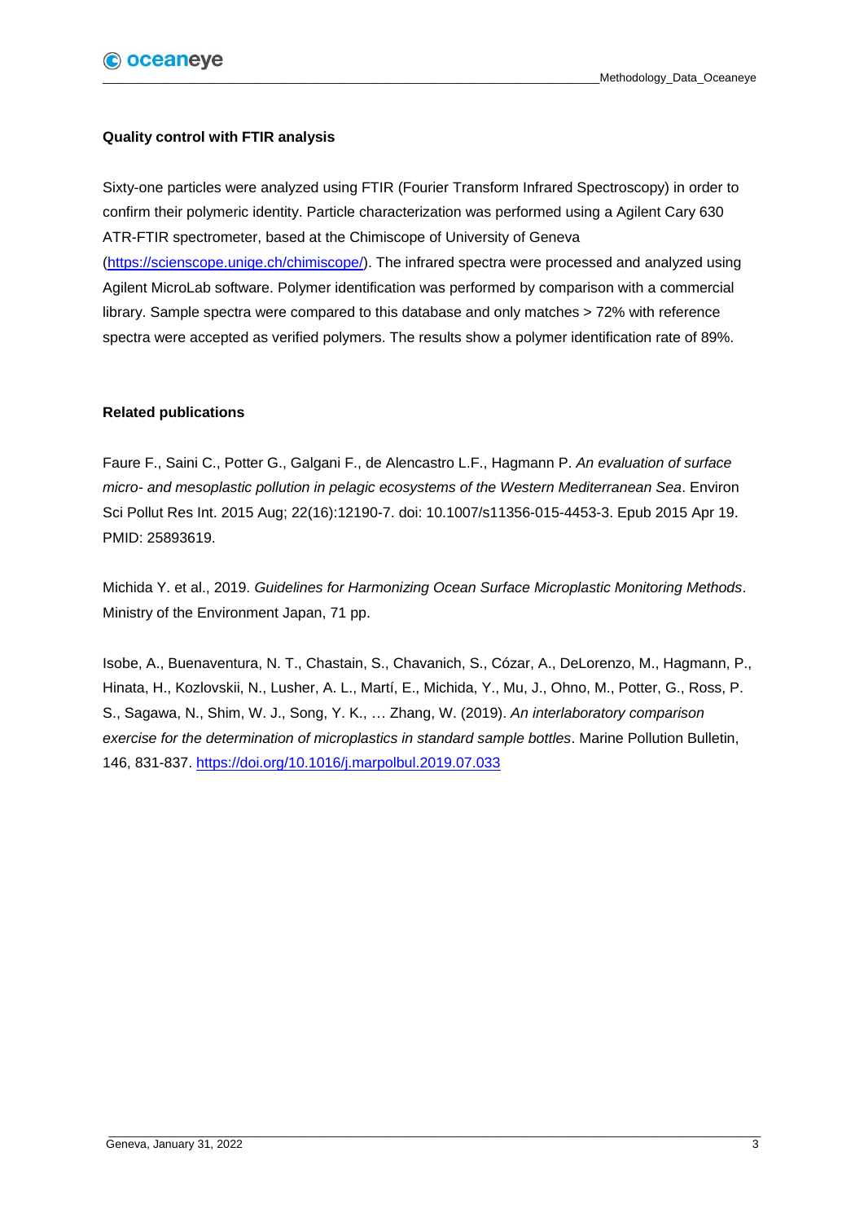**Quality control with FTIR analysis**

Sixty-one particles were analyzed using FTIR (Fourier Transform Infrared Spectroscopy) in order to confirm their polymeric identity. Particle characterization was performed using a Agilent Cary 630 ATR-FTIR spectrometer, based at the Chimiscope of University of Geneva (https://scienscope.unige.ch/chimiscope/). The infrared spectra were processed and analyzed using Agilent MicroLab software. Polymer identification was performed by comparison with a commercial library. Sample spectra were compared to this database and only matches > 72% with reference spectra were accepted as verified polymers. The results show a polymer identification rate of 89%.

**Related publications**

Faure F., Saini C., Potter G., Galgani F., de Alencastro L.F., Hagmann P. *An evaluation of surface micro- and mesoplastic pollution in pelagic ecosystems of the Western Mediterranean Sea*. Environ Sci Pollut Res Int. 2015 Aug; 22(16):12190-7. doi: 10.1007/s11356-015-4453-3. Epub 2015 Apr 19. PMID: 25893619.

Michida Y. et al., 2019. *Guidelines for Harmonizing Ocean Surface Microplastic Monitoring Methods*. Ministry of the Environment Japan, 71 pp.

Isobe, A., Buenaventura, N. T., Chastain, S., Chavanich, S., Cózar, A., DeLorenzo, M., Hagmann, P., Hinata, H., Kozlovskii, N., Lusher, A. L., Martí, E., Michida, Y., Mu, J., Ohno, M., Potter, G., Ross, P. S., Sagawa, N., Shim, W. J., Song, Y. K., … Zhang, W. (2019). *An interlaboratory comparison exercise for the determination of microplastics in standard sample bottles*. Marine Pollution Bulletin, 146, 831-837. https://doi.org/10.1016/j.marpolbul.2019.07.033